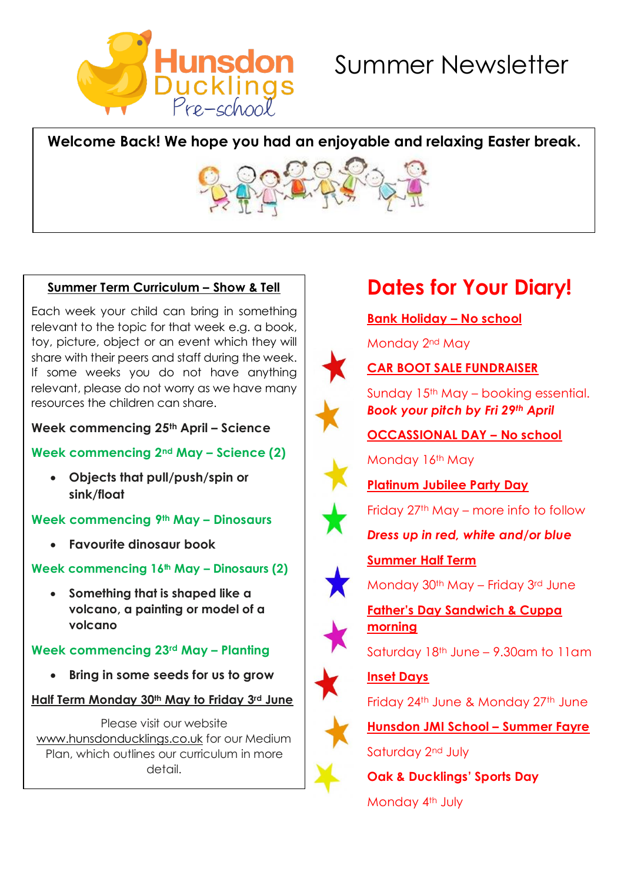Hunsdon Ducklings Pre-school

# Summer Newsletter

**Welcome Back! We hope you had an enjoyable and relaxing Easter break.**

## Summer Term Curriculum – Show & Tell

Each week your child can bring in something relevant to the topic for that week e.g. a book, toy, picture, object or an event which they will share with their peers and staff during the week. If some weeks you do not have anything relevant, please do not worry as we have many resources the children can share.

**Week commencing 25th April – Science**

**Week commencing 2nd May – Science (2)**

- **Objects that pull/push/spin or sink/float**

**Week commencing 9th May – Dinosaurs**

- **Favourite dinosaur book**

**Week commencing 16th May – Dinosaurs (2)**

- **Something that is shaped like a volcano, a painting or model of a volcano**

**Week commencing 23rd May – Planting**

- **Bring in some seeds for us to grow**

**Half Term Monday 30th May to Friday 3rd June**

Please visit our website www.hunsdonducklings.co.uk for our Medium Plan, which outlines our curriculum in more detail.

## Dates for Your Diary!

**Bank Holiday – No school**

Monday 2nd May

**CAR BOOT SALE FUNDRAISER**

Sunday 15th May – booking essential. ***Book your pitch by Fri 29th April***

**OCCASSIONAL DAY – No school**

Monday 16th May

**Platinum Jubilee Party Day**

Friday 27th May – more info to follow

***Dress up in red, white and/or blue***

**Summer Half Term**

Monday 30th May – Friday 3rd June

**Father's Day Sandwich & Cuppa morning**

Saturday 18th June – 9.30am to 11am

**Inset Days**

Friday 24th June & Monday 27th June

**Hunsdon JMI School – Summer Fayre**

Saturday 2nd July

**Oak & Ducklings' Sports Day**

Monday 4th July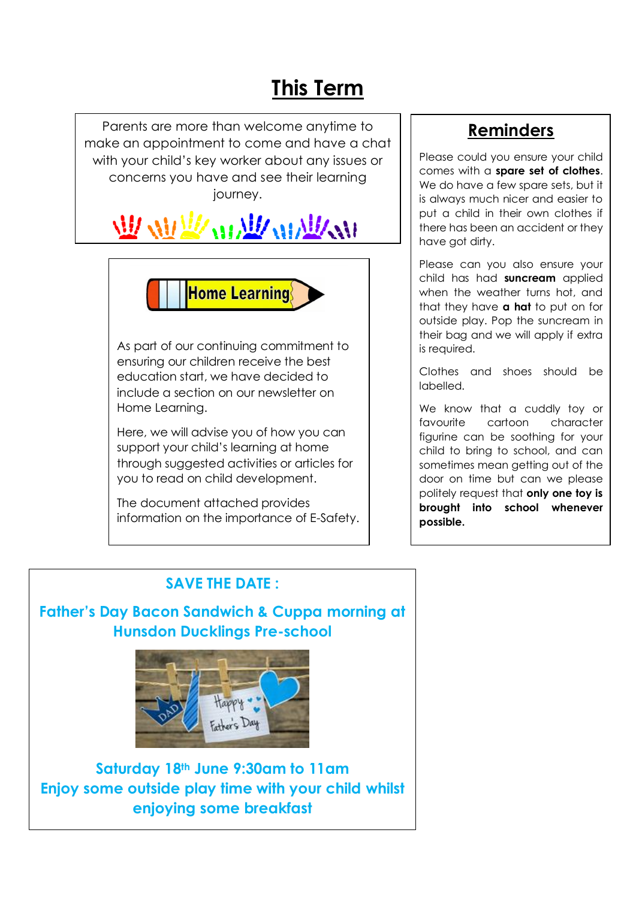# This Term

Parents are more than welcome anytime to make an appointment to come and have a chat with your child's key worker about any issues or concerns you have and see their learning journey.

## Home Learning

As part of our continuing commitment to ensuring our children receive the best education start, we have decided to include a section on our newsletter on Home Learning.

Here, we will advise you of how you can support your child's learning at home through suggested activities or articles for you to read on child development.

The document attached provides information on the importance of E-Safety.

## Reminders

Please could you ensure your child comes with a **spare set of clothes**. We do have a few spare sets, but it is always much nicer and easier to put a child in their own clothes if there has been an accident or they have got dirty.

Please can you also ensure your child has had **suncream** applied when the weather turns hot, and that they have **a hat** to put on for outside play. Pop the suncream in their bag and we will apply if extra is required.

Clothes and shoes should be labelled.

We know that a cuddly toy or favourite cartoon character figurine can be soothing for your child to bring to school, and can sometimes mean getting out of the door on time but can we please politely request that **only one toy is brought into school whenever possible.**

## SAVE THE DATE :

**Father's Day Bacon Sandwich & Cuppa morning at Hunsdon Ducklings Pre-school**

**Saturday 18th June 9:30am to 11am**
**Enjoy some outside play time with your child whilst enjoying some breakfast**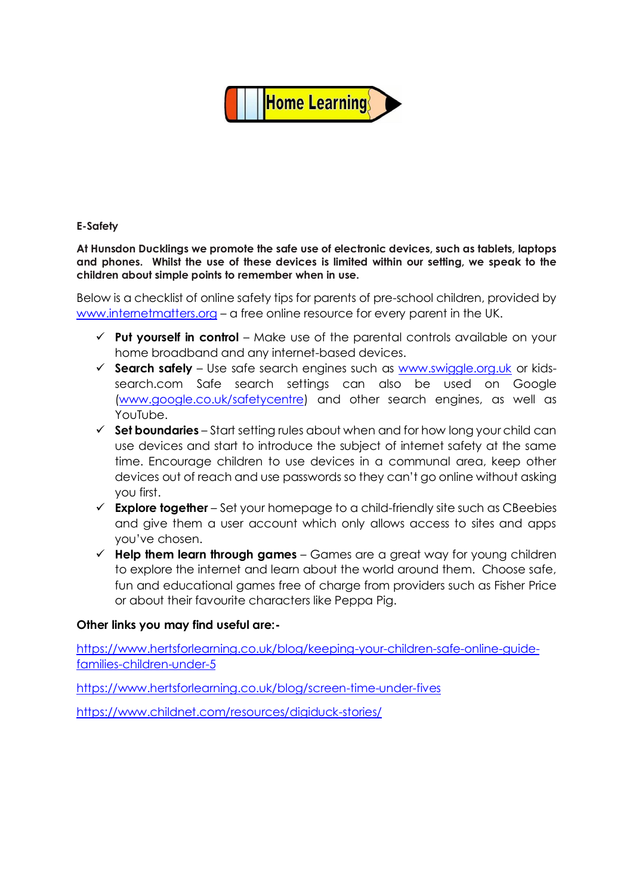Home Learning

**E-Safety**

**At Hunsdon Ducklings we promote the safe use of electronic devices, such as tablets, laptops and phones. Whilst the use of these devices is limited within our setting, we speak to the children about simple points to remember when in use.**

Below is a checklist of online safety tips for parents of pre-school children, provided by www.internetmatters.org – a free online resource for every parent in the UK.

- ✓ **Put yourself in control** – Make use of the parental controls available on your home broadband and any internet-based devices.
- ✓ **Search safely** – Use safe search engines such as www.swiggle.org.uk or kids-search.com Safe search settings can also be used on Google (www.google.co.uk/safetycentre) and other search engines, as well as YouTube.
- ✓ **Set boundaries** – Start setting rules about when and for how long your child can use devices and start to introduce the subject of internet safety at the same time. Encourage children to use devices in a communal area, keep other devices out of reach and use passwords so they can't go online without asking you first.
- ✓ **Explore together** – Set your homepage to a child-friendly site such as CBeebies and give them a user account which only allows access to sites and apps you've chosen.
- ✓ **Help them learn through games** – Games are a great way for young children to explore the internet and learn about the world around them. Choose safe, fun and educational games free of charge from providers such as Fisher Price or about their favourite characters like Peppa Pig.

**Other links you may find useful are:-**

https://www.hertsforlearning.co.uk/blog/keeping-your-children-safe-online-guide-families-children-under-5

https://www.hertsforlearning.co.uk/blog/screen-time-under-fives

https://www.childnet.com/resources/digiduck-stories/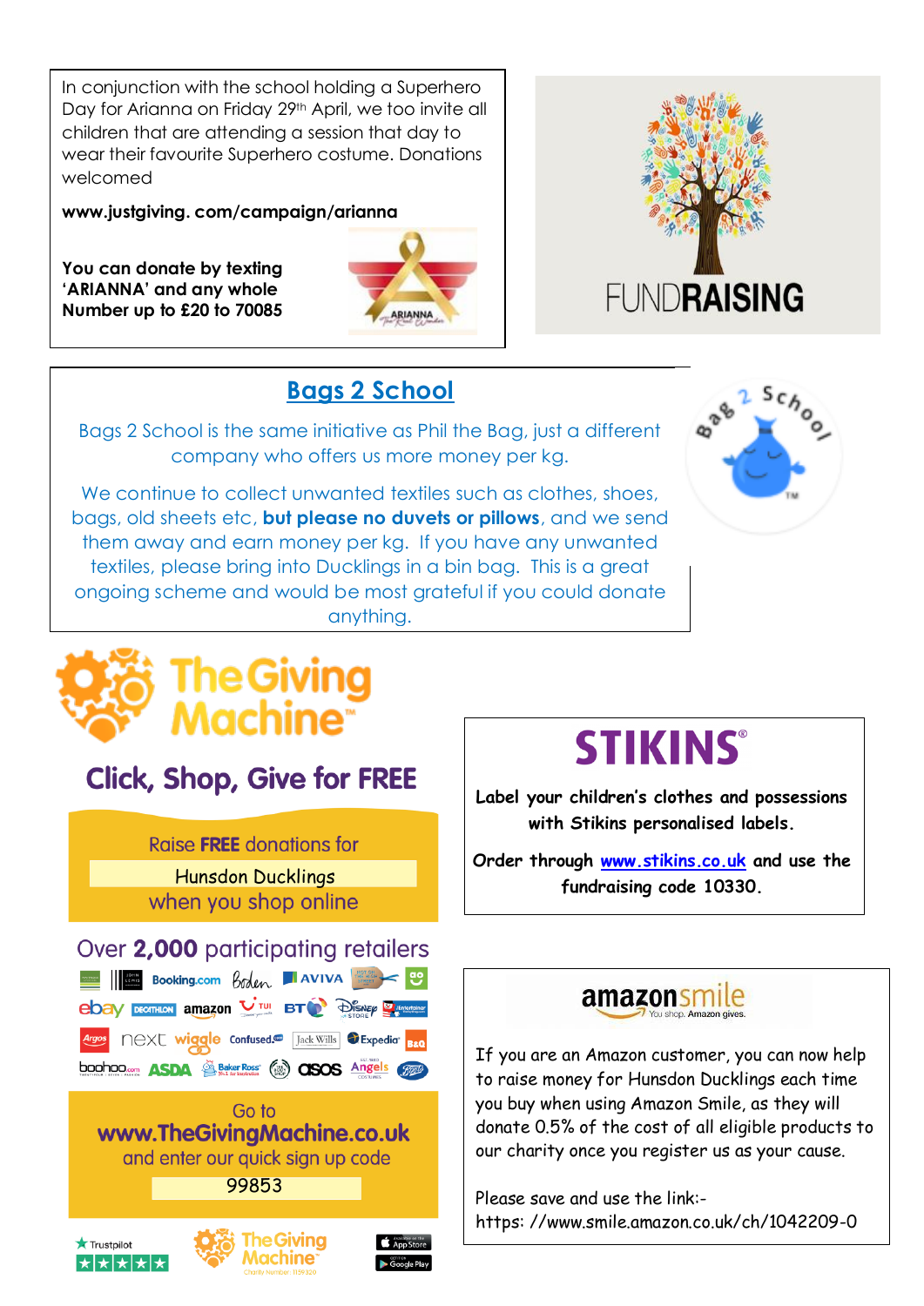In conjunction with the school holding a Superhero Day for Arianna on Friday 29th April, we too invite all children that are attending a session that day to wear their favourite Superhero costume. Donations welcomed

**www.justgiving. com/campaign/arianna**

**You can donate by texting 'ARIANNA' and any whole Number up to £20 to 70085**

FUNDRAISING

## Bags 2 School

Bags 2 School is the same initiative as Phil the Bag, just a different company who offers us more money per kg.

We continue to collect unwanted textiles such as clothes, shoes, bags, old sheets etc, **but please no duvets or pillows**, and we send them away and earn money per kg. If you have any unwanted textiles, please bring into Ducklings in a bin bag. This is a great ongoing scheme and would be most grateful if you could donate anything.

## The Giving Machine

**Click, Shop, Give for FREE**

Raise **FREE** donations for
Hunsdon Ducklings
when you shop online

Over **2,000** participating retailers

Go to
**www.TheGivingMachine.co.uk**
and enter our quick sign up code
99853

## STIKINS

**Label your children's clothes and possessions with Stikins personalised labels.**

**Order through www.stikins.co.uk and use the fundraising code 10330.**

## amazonsmile

If you are an Amazon customer, you can now help to raise money for Hunsdon Ducklings each time you buy when using Amazon Smile, as they will donate 0.5% of the cost of all eligible products to our charity once you register us as your cause.

Please save and use the link:-
https: //www.smile.amazon.co.uk/ch/1042209-0